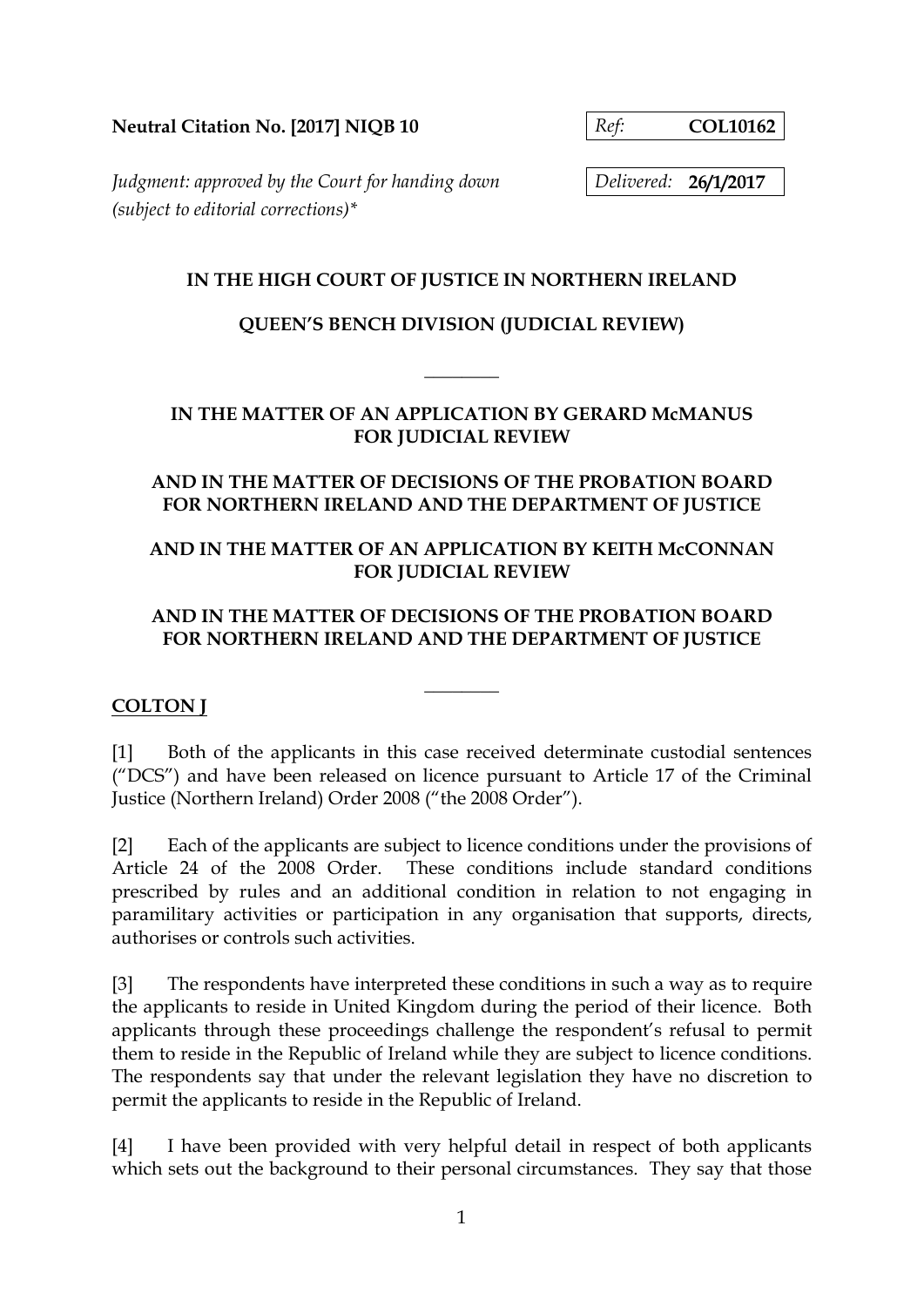**Neutral Citation No. [2017] NIQB 10**

*Ref:* **COL10162**

*Judgment: approved by the Court for handing down (subject to editorial corrections)**

*Delivered:* **26/1/2017**

**IN THE HIGH COURT OF JUSTICE IN NORTHERN IRELAND**

**QUEEN'S BENCH DIVISION (JUDICIAL REVIEW)**

________

**IN THE MATTER OF AN APPLICATION BY GERARD McMANUS FOR JUDICIAL REVIEW**

**AND IN THE MATTER OF DECISIONS OF THE PROBATION BOARD FOR NORTHERN IRELAND AND THE DEPARTMENT OF JUSTICE**

**AND IN THE MATTER OF AN APPLICATION BY KEITH McCONNAN FOR JUDICIAL REVIEW**

**AND IN THE MATTER OF DECISIONS OF THE PROBATION BOARD FOR NORTHERN IRELAND AND THE DEPARTMENT OF JUSTICE**

________

**COLTON J**

[1] Both of the applicants in this case received determinate custodial sentences ("DCS") and have been released on licence pursuant to Article 17 of the Criminal Justice (Northern Ireland) Order 2008 ("the 2008 Order").

[2] Each of the applicants are subject to licence conditions under the provisions of Article 24 of the 2008 Order. These conditions include standard conditions prescribed by rules and an additional condition in relation to not engaging in paramilitary activities or participation in any organisation that supports, directs, authorises or controls such activities.

[3] The respondents have interpreted these conditions in such a way as to require the applicants to reside in United Kingdom during the period of their licence. Both applicants through these proceedings challenge the respondent's refusal to permit them to reside in the Republic of Ireland while they are subject to licence conditions. The respondents say that under the relevant legislation they have no discretion to permit the applicants to reside in the Republic of Ireland.

[4] I have been provided with very helpful detail in respect of both applicants which sets out the background to their personal circumstances. They say that those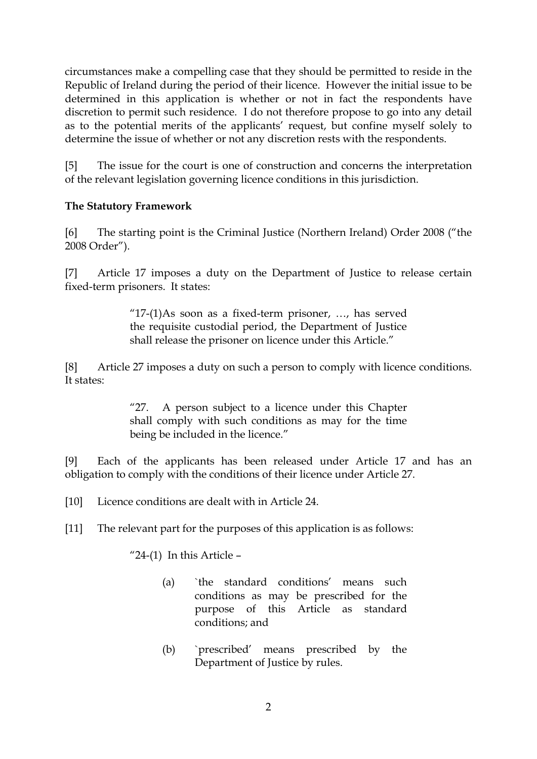circumstances make a compelling case that they should be permitted to reside in the Republic of Ireland during the period of their licence. However the initial issue to be determined in this application is whether or not in fact the respondents have discretion to permit such residence. I do not therefore propose to go into any detail as to the potential merits of the applicants' request, but confine myself solely to determine the issue of whether or not any discretion rests with the respondents.

[5] The issue for the court is one of construction and concerns the interpretation of the relevant legislation governing licence conditions in this jurisdiction.

**The Statutory Framework**

[6] The starting point is the Criminal Justice (Northern Ireland) Order 2008 ("the 2008 Order").

[7] Article 17 imposes a duty on the Department of Justice to release certain fixed-term prisoners. It states:

> "17-(1)As soon as a fixed-term prisoner, …, has served the requisite custodial period, the Department of Justice shall release the prisoner on licence under this Article."

[8] Article 27 imposes a duty on such a person to comply with licence conditions. It states:

> "27. A person subject to a licence under this Chapter shall comply with such conditions as may for the time being be included in the licence."

[9] Each of the applicants has been released under Article 17 and has an obligation to comply with the conditions of their licence under Article 27.

[10] Licence conditions are dealt with in Article 24.

[11] The relevant part for the purposes of this application is as follows:

> "24-(1) In this Article –
>
> (a) `the standard conditions' means such conditions as may be prescribed for the purpose of this Article as standard conditions; and
>
> (b) `prescribed' means prescribed by the Department of Justice by rules.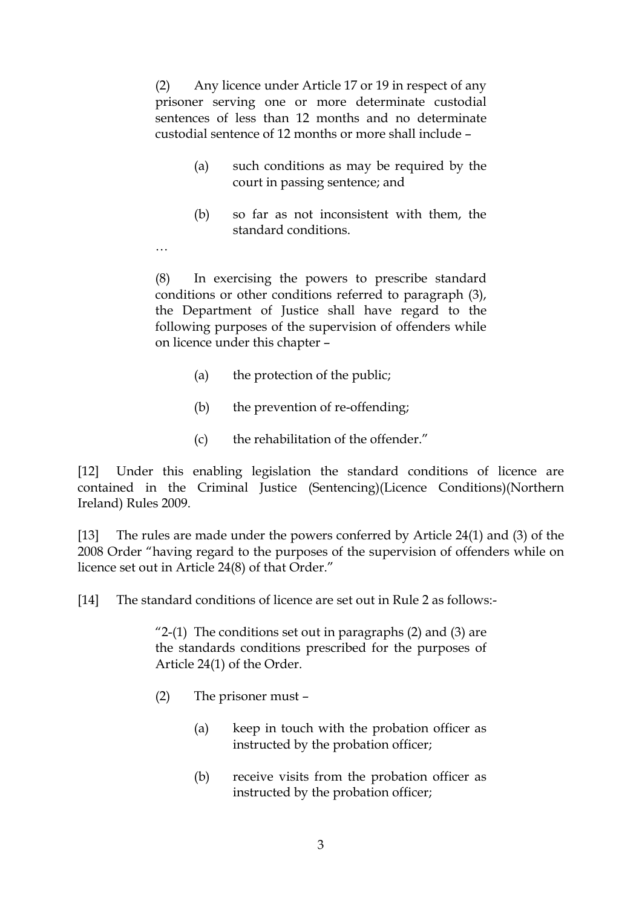> (2) Any licence under Article 17 or 19 in respect of any prisoner serving one or more determinate custodial sentences of less than 12 months and no determinate custodial sentence of 12 months or more shall include –
>
> (a) such conditions as may be required by the court in passing sentence; and
>
> (b) so far as not inconsistent with them, the standard conditions.
>
> …
>
> (8) In exercising the powers to prescribe standard conditions or other conditions referred to paragraph (3), the Department of Justice shall have regard to the following purposes of the supervision of offenders while on licence under this chapter –
>
> (a) the protection of the public;
>
> (b) the prevention of re-offending;
>
> (c) the rehabilitation of the offender."

[12] Under this enabling legislation the standard conditions of licence are contained in the Criminal Justice (Sentencing)(Licence Conditions)(Northern Ireland) Rules 2009.

[13] The rules are made under the powers conferred by Article 24(1) and (3) of the 2008 Order "having regard to the purposes of the supervision of offenders while on licence set out in Article 24(8) of that Order."

[14] The standard conditions of licence are set out in Rule 2 as follows:-

> "2-(1) The conditions set out in paragraphs (2) and (3) are the standards conditions prescribed for the purposes of Article 24(1) of the Order.
>
> (2) The prisoner must –
>
> (a) keep in touch with the probation officer as instructed by the probation officer;
>
> (b) receive visits from the probation officer as instructed by the probation officer;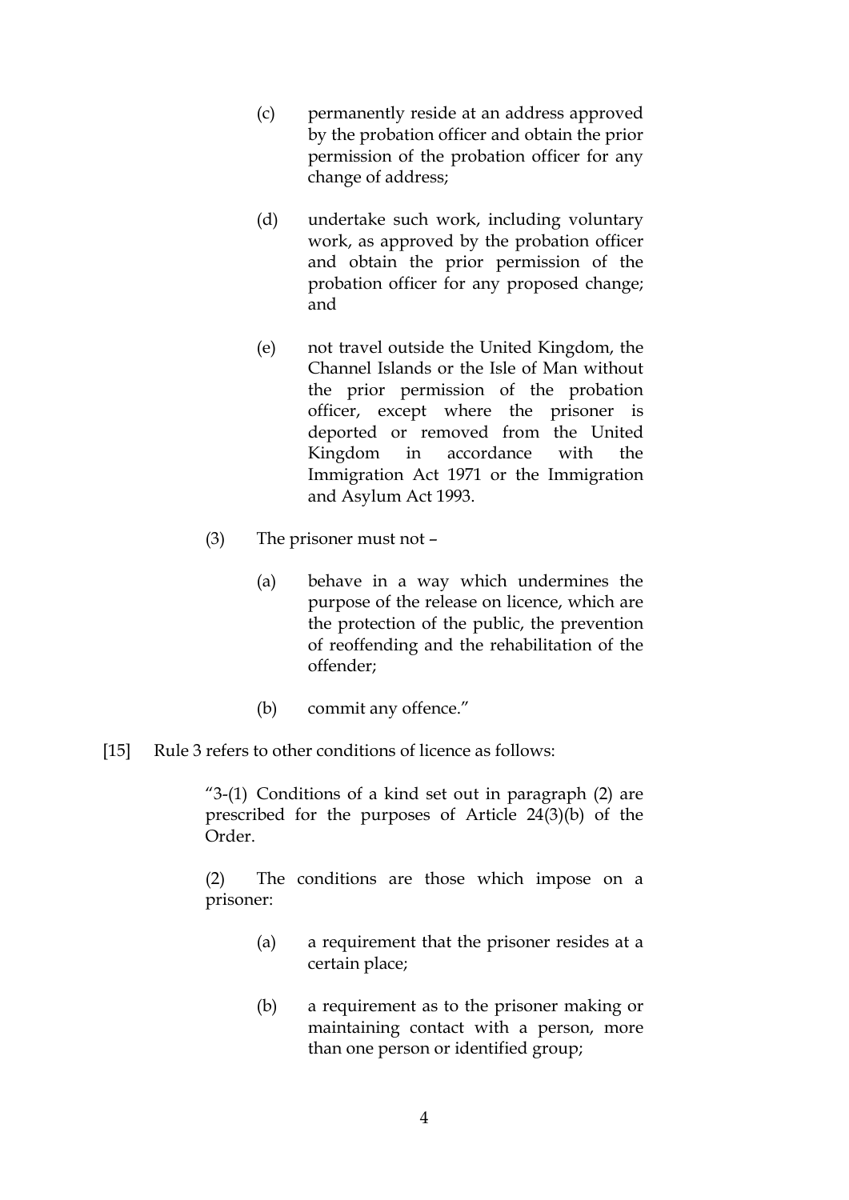> (c) permanently reside at an address approved by the probation officer and obtain the prior permission of the probation officer for any change of address;
>
> (d) undertake such work, including voluntary work, as approved by the probation officer and obtain the prior permission of the probation officer for any proposed change; and
>
> (e) not travel outside the United Kingdom, the Channel Islands or the Isle of Man without the prior permission of the probation officer, except where the prisoner is deported or removed from the United Kingdom in accordance with the Immigration Act 1971 or the Immigration and Asylum Act 1993.
>
> (3) The prisoner must not –
>
> (a) behave in a way which undermines the purpose of the release on licence, which are the protection of the public, the prevention of reoffending and the rehabilitation of the offender;
>
> (b) commit any offence."

[15] Rule 3 refers to other conditions of licence as follows:

> "3-(1) Conditions of a kind set out in paragraph (2) are prescribed for the purposes of Article 24(3)(b) of the Order.
>
> (2) The conditions are those which impose on a prisoner:
>
> (a) a requirement that the prisoner resides at a certain place;
>
> (b) a requirement as to the prisoner making or maintaining contact with a person, more than one person or identified group;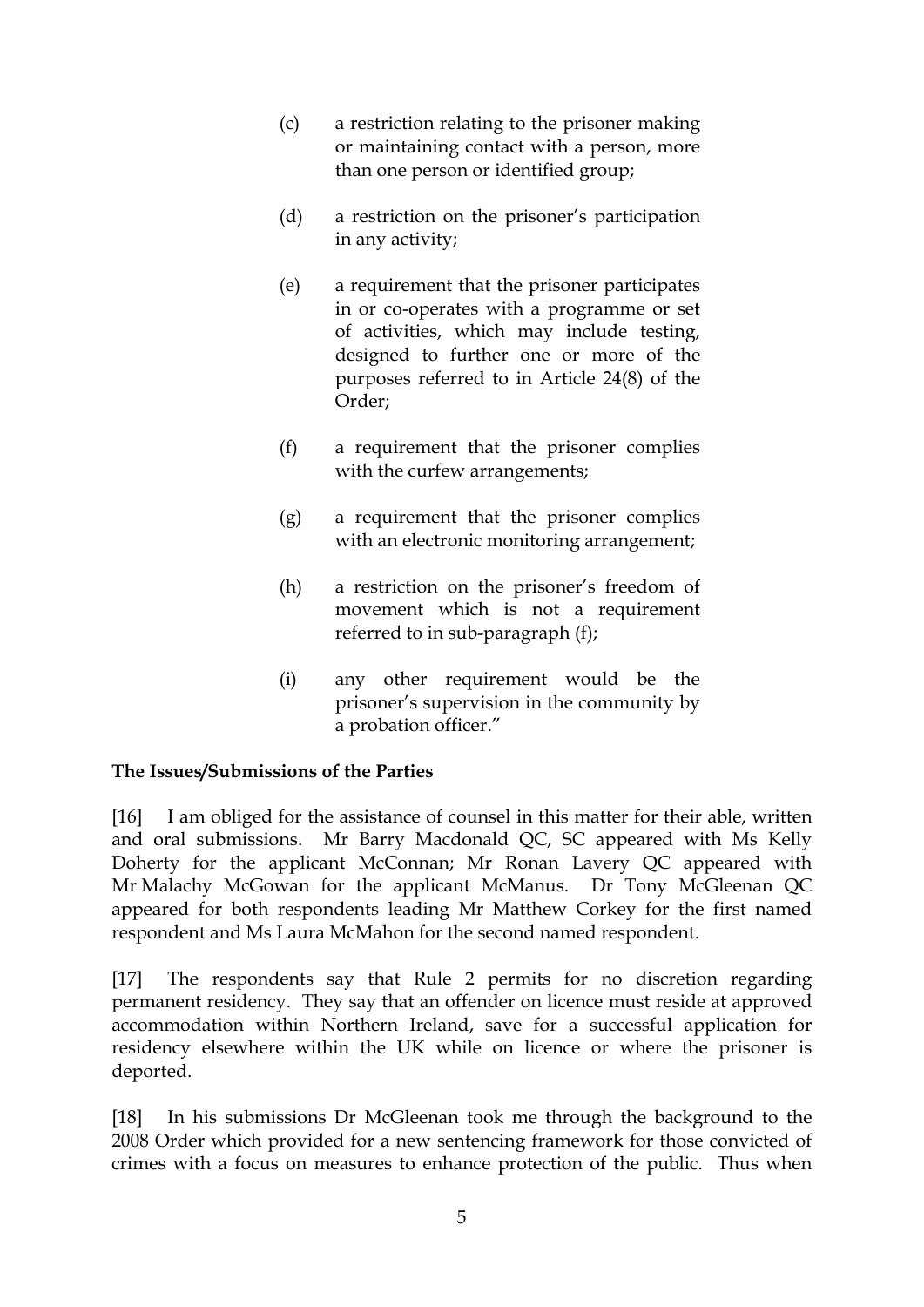(c) a restriction relating to the prisoner making or maintaining contact with a person, more than one person or identified group;

(d) a restriction on the prisoner's participation in any activity;

(e) a requirement that the prisoner participates in or co-operates with a programme or set of activities, which may include testing, designed to further one or more of the purposes referred to in Article 24(8) of the Order;

(f) a requirement that the prisoner complies with the curfew arrangements;

(g) a requirement that the prisoner complies with an electronic monitoring arrangement;

(h) a restriction on the prisoner's freedom of movement which is not a requirement referred to in sub-paragraph (f);

(i) any other requirement would be the prisoner's supervision in the community by a probation officer."

**The Issues/Submissions of the Parties**

[16] I am obliged for the assistance of counsel in this matter for their able, written and oral submissions. Mr Barry Macdonald QC, SC appeared with Ms Kelly Doherty for the applicant McConnan; Mr Ronan Lavery QC appeared with Mr Malachy McGowan for the applicant McManus. Dr Tony McGleenan QC appeared for both respondents leading Mr Matthew Corkey for the first named respondent and Ms Laura McMahon for the second named respondent.

[17] The respondents say that Rule 2 permits for no discretion regarding permanent residency. They say that an offender on licence must reside at approved accommodation within Northern Ireland, save for a successful application for residency elsewhere within the UK while on licence or where the prisoner is deported.

[18] In his submissions Dr McGleenan took me through the background to the 2008 Order which provided for a new sentencing framework for those convicted of crimes with a focus on measures to enhance protection of the public. Thus when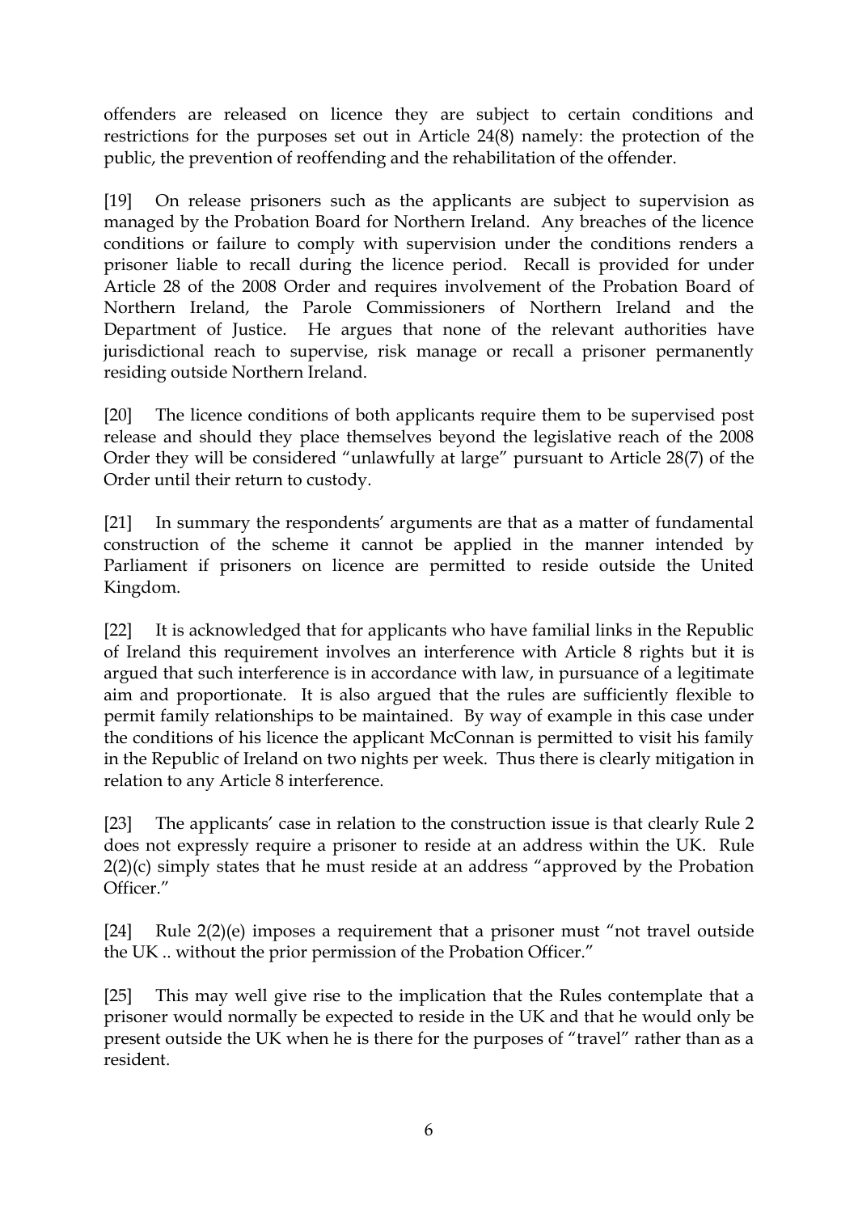offenders are released on licence they are subject to certain conditions and restrictions for the purposes set out in Article 24(8) namely: the protection of the public, the prevention of reoffending and the rehabilitation of the offender.

[19] On release prisoners such as the applicants are subject to supervision as managed by the Probation Board for Northern Ireland. Any breaches of the licence conditions or failure to comply with supervision under the conditions renders a prisoner liable to recall during the licence period. Recall is provided for under Article 28 of the 2008 Order and requires involvement of the Probation Board of Northern Ireland, the Parole Commissioners of Northern Ireland and the Department of Justice. He argues that none of the relevant authorities have jurisdictional reach to supervise, risk manage or recall a prisoner permanently residing outside Northern Ireland.

[20] The licence conditions of both applicants require them to be supervised post release and should they place themselves beyond the legislative reach of the 2008 Order they will be considered "unlawfully at large" pursuant to Article 28(7) of the Order until their return to custody.

[21] In summary the respondents' arguments are that as a matter of fundamental construction of the scheme it cannot be applied in the manner intended by Parliament if prisoners on licence are permitted to reside outside the United Kingdom.

[22] It is acknowledged that for applicants who have familial links in the Republic of Ireland this requirement involves an interference with Article 8 rights but it is argued that such interference is in accordance with law, in pursuance of a legitimate aim and proportionate. It is also argued that the rules are sufficiently flexible to permit family relationships to be maintained. By way of example in this case under the conditions of his licence the applicant McConnan is permitted to visit his family in the Republic of Ireland on two nights per week. Thus there is clearly mitigation in relation to any Article 8 interference.

[23] The applicants' case in relation to the construction issue is that clearly Rule 2 does not expressly require a prisoner to reside at an address within the UK. Rule 2(2)(c) simply states that he must reside at an address "approved by the Probation Officer."

[24] Rule 2(2)(e) imposes a requirement that a prisoner must "not travel outside the UK .. without the prior permission of the Probation Officer."

[25] This may well give rise to the implication that the Rules contemplate that a prisoner would normally be expected to reside in the UK and that he would only be present outside the UK when he is there for the purposes of "travel" rather than as a resident.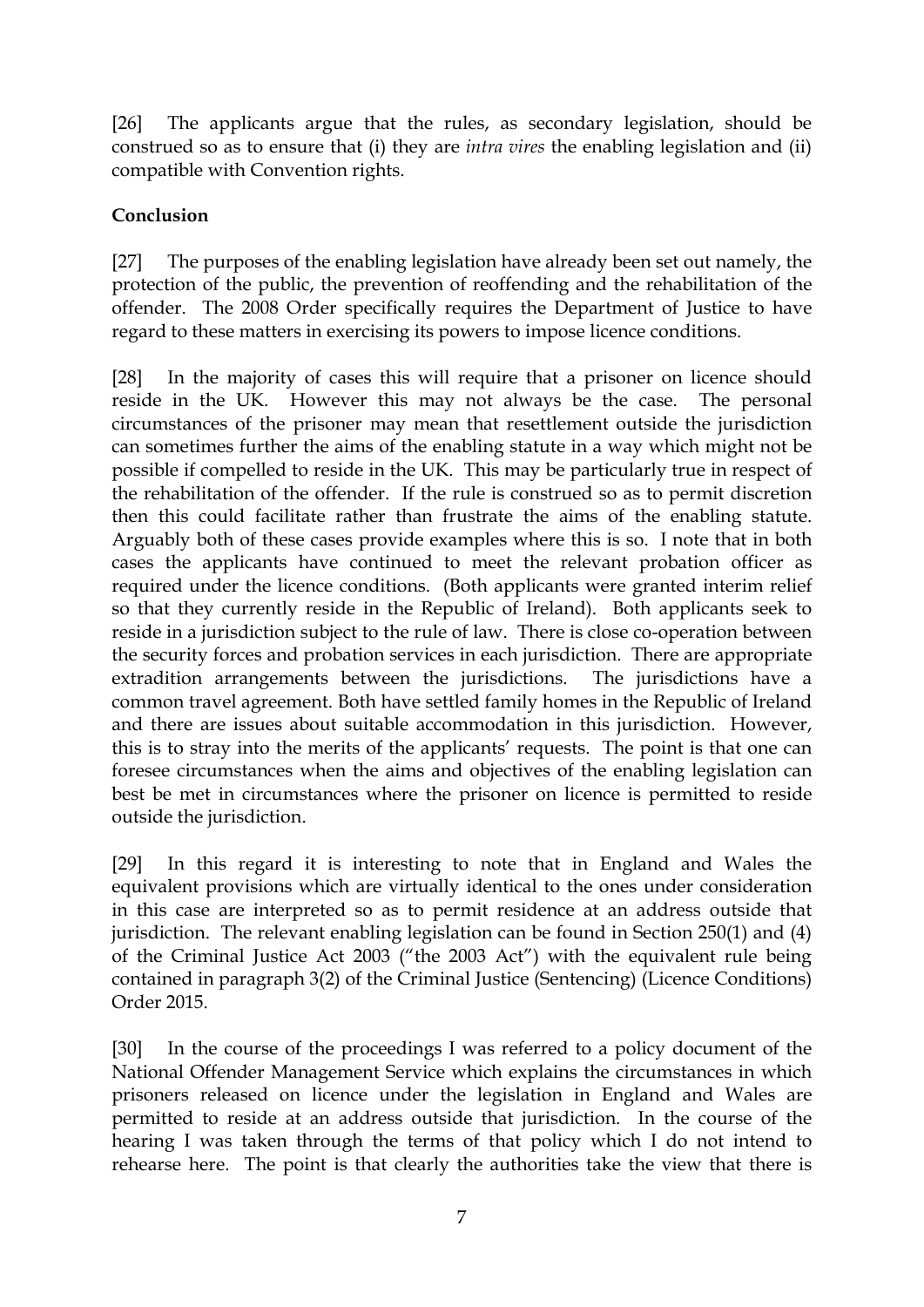[26] The applicants argue that the rules, as secondary legislation, should be construed so as to ensure that (i) they are *intra vires* the enabling legislation and (ii) compatible with Convention rights.

**Conclusion**

[27] The purposes of the enabling legislation have already been set out namely, the protection of the public, the prevention of reoffending and the rehabilitation of the offender. The 2008 Order specifically requires the Department of Justice to have regard to these matters in exercising its powers to impose licence conditions.

[28] In the majority of cases this will require that a prisoner on licence should reside in the UK. However this may not always be the case. The personal circumstances of the prisoner may mean that resettlement outside the jurisdiction can sometimes further the aims of the enabling statute in a way which might not be possible if compelled to reside in the UK. This may be particularly true in respect of the rehabilitation of the offender. If the rule is construed so as to permit discretion then this could facilitate rather than frustrate the aims of the enabling statute. Arguably both of these cases provide examples where this is so. I note that in both cases the applicants have continued to meet the relevant probation officer as required under the licence conditions. (Both applicants were granted interim relief so that they currently reside in the Republic of Ireland). Both applicants seek to reside in a jurisdiction subject to the rule of law. There is close co-operation between the security forces and probation services in each jurisdiction. There are appropriate extradition arrangements between the jurisdictions. The jurisdictions have a common travel agreement. Both have settled family homes in the Republic of Ireland and there are issues about suitable accommodation in this jurisdiction. However, this is to stray into the merits of the applicants' requests. The point is that one can foresee circumstances when the aims and objectives of the enabling legislation can best be met in circumstances where the prisoner on licence is permitted to reside outside the jurisdiction.

[29] In this regard it is interesting to note that in England and Wales the equivalent provisions which are virtually identical to the ones under consideration in this case are interpreted so as to permit residence at an address outside that jurisdiction. The relevant enabling legislation can be found in Section 250(1) and (4) of the Criminal Justice Act 2003 ("the 2003 Act") with the equivalent rule being contained in paragraph 3(2) of the Criminal Justice (Sentencing) (Licence Conditions) Order 2015.

[30] In the course of the proceedings I was referred to a policy document of the National Offender Management Service which explains the circumstances in which prisoners released on licence under the legislation in England and Wales are permitted to reside at an address outside that jurisdiction. In the course of the hearing I was taken through the terms of that policy which I do not intend to rehearse here. The point is that clearly the authorities take the view that there is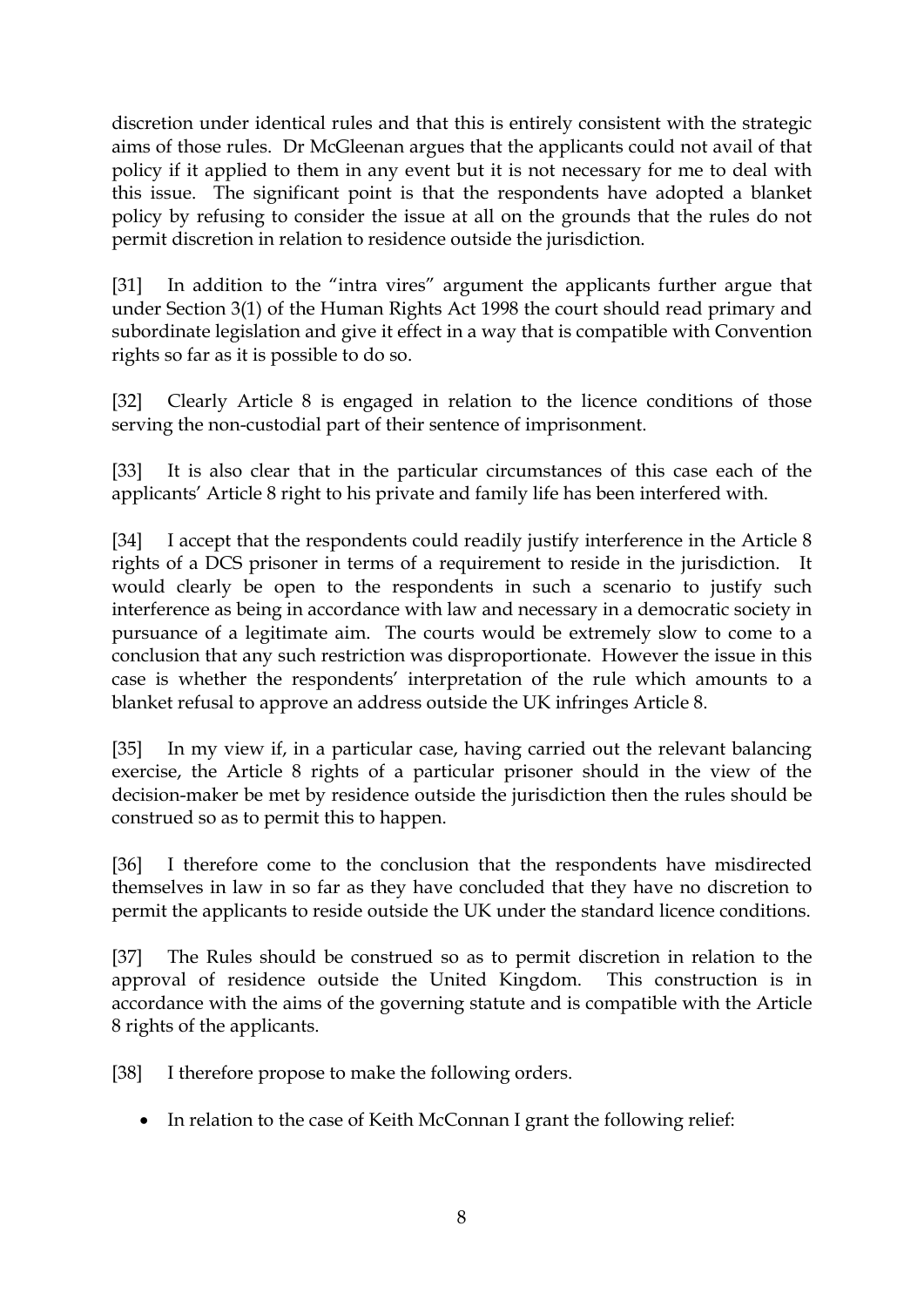discretion under identical rules and that this is entirely consistent with the strategic aims of those rules. Dr McGleenan argues that the applicants could not avail of that policy if it applied to them in any event but it is not necessary for me to deal with this issue. The significant point is that the respondents have adopted a blanket policy by refusing to consider the issue at all on the grounds that the rules do not permit discretion in relation to residence outside the jurisdiction.

[31] In addition to the "intra vires" argument the applicants further argue that under Section 3(1) of the Human Rights Act 1998 the court should read primary and subordinate legislation and give it effect in a way that is compatible with Convention rights so far as it is possible to do so.

[32] Clearly Article 8 is engaged in relation to the licence conditions of those serving the non-custodial part of their sentence of imprisonment.

[33] It is also clear that in the particular circumstances of this case each of the applicants' Article 8 right to his private and family life has been interfered with.

[34] I accept that the respondents could readily justify interference in the Article 8 rights of a DCS prisoner in terms of a requirement to reside in the jurisdiction. It would clearly be open to the respondents in such a scenario to justify such interference as being in accordance with law and necessary in a democratic society in pursuance of a legitimate aim. The courts would be extremely slow to come to a conclusion that any such restriction was disproportionate. However the issue in this case is whether the respondents' interpretation of the rule which amounts to a blanket refusal to approve an address outside the UK infringes Article 8.

[35] In my view if, in a particular case, having carried out the relevant balancing exercise, the Article 8 rights of a particular prisoner should in the view of the decision-maker be met by residence outside the jurisdiction then the rules should be construed so as to permit this to happen.

[36] I therefore come to the conclusion that the respondents have misdirected themselves in law in so far as they have concluded that they have no discretion to permit the applicants to reside outside the UK under the standard licence conditions.

[37] The Rules should be construed so as to permit discretion in relation to the approval of residence outside the United Kingdom. This construction is in accordance with the aims of the governing statute and is compatible with the Article 8 rights of the applicants.

[38] I therefore propose to make the following orders.

- In relation to the case of Keith McConnan I grant the following relief: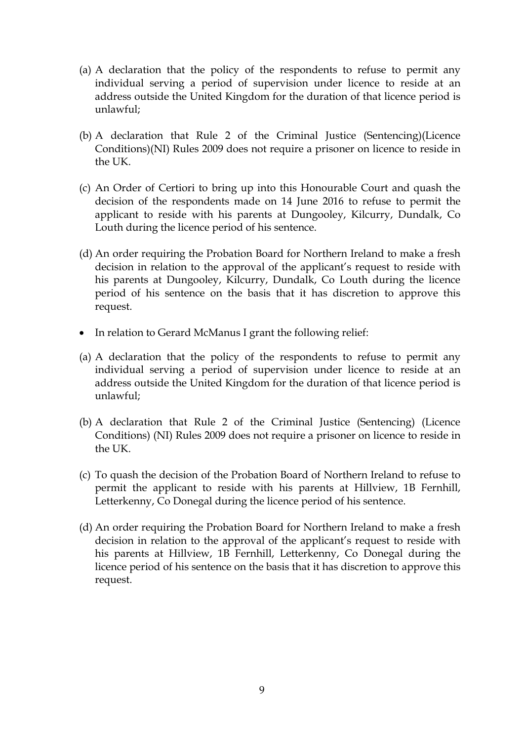(a) A declaration that the policy of the respondents to refuse to permit any individual serving a period of supervision under licence to reside at an address outside the United Kingdom for the duration of that licence period is unlawful;

(b) A declaration that Rule 2 of the Criminal Justice (Sentencing)(Licence Conditions)(NI) Rules 2009 does not require a prisoner on licence to reside in the UK.

(c) An Order of Certiori to bring up into this Honourable Court and quash the decision of the respondents made on 14 June 2016 to refuse to permit the applicant to reside with his parents at Dungooley, Kilcurry, Dundalk, Co Louth during the licence period of his sentence.

(d) An order requiring the Probation Board for Northern Ireland to make a fresh decision in relation to the approval of the applicant's request to reside with his parents at Dungooley, Kilcurry, Dundalk, Co Louth during the licence period of his sentence on the basis that it has discretion to approve this request.

- In relation to Gerard McManus I grant the following relief:

(a) A declaration that the policy of the respondents to refuse to permit any individual serving a period of supervision under licence to reside at an address outside the United Kingdom for the duration of that licence period is unlawful;

(b) A declaration that Rule 2 of the Criminal Justice (Sentencing) (Licence Conditions) (NI) Rules 2009 does not require a prisoner on licence to reside in the UK.

(c) To quash the decision of the Probation Board of Northern Ireland to refuse to permit the applicant to reside with his parents at Hillview, 1B Fernhill, Letterkenny, Co Donegal during the licence period of his sentence.

(d) An order requiring the Probation Board for Northern Ireland to make a fresh decision in relation to the approval of the applicant's request to reside with his parents at Hillview, 1B Fernhill, Letterkenny, Co Donegal during the licence period of his sentence on the basis that it has discretion to approve this request.